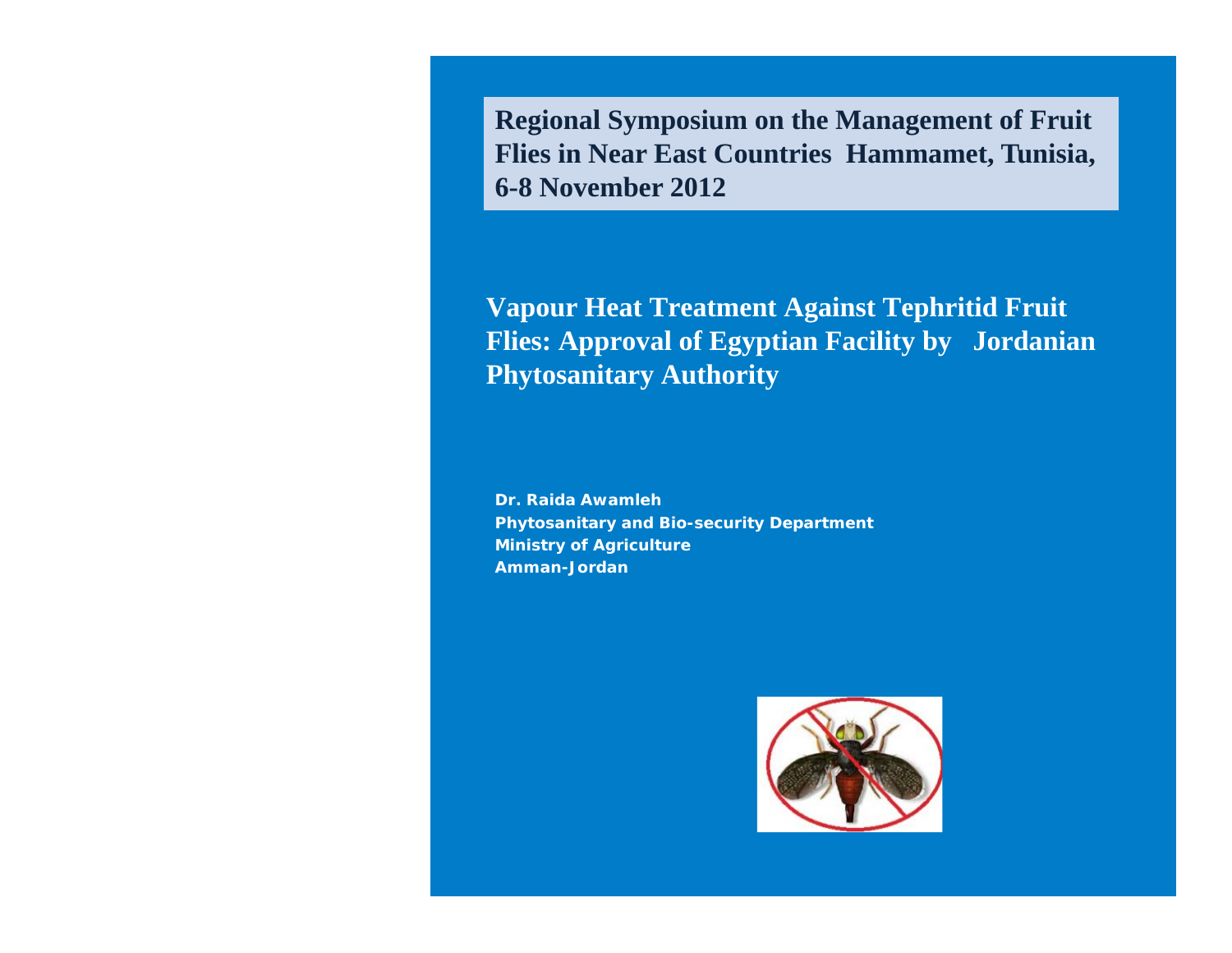**Regional Symposium on the Management of Fruit Flies in Near East Countries Hammamet, Tunisia, 6-8 November 2012**

# Vapour Heat Treatment Against Tephritid Fruit Flies: Approval of Egyptian Facility by Jordanian Phytosanitary Authority

**Dr. Raida Awamleh**
**Phytosanitary and Bio-security Department**
**Ministry of Agriculture**
**Amman-Jordan**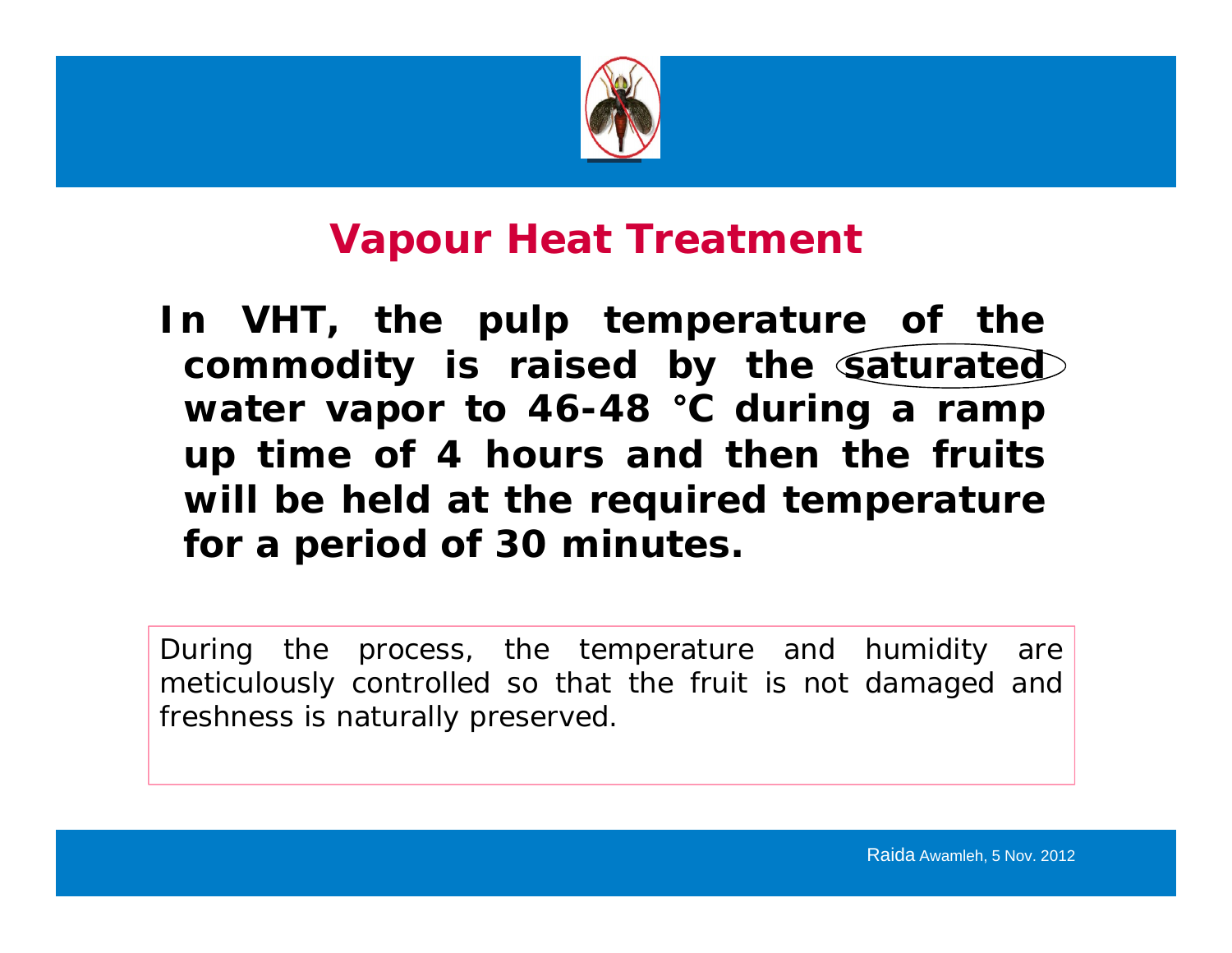# Vapour Heat Treatment

**In VHT, the pulp temperature of the commodity is raised by the saturated water vapor to 46-48 °C during a ramp up time of 4 hours and then the fruits will be held at the required temperature for a period of 30 minutes.**

During the process, the temperature and humidity are meticulously controlled so that the fruit is not damaged and freshness is naturally preserved.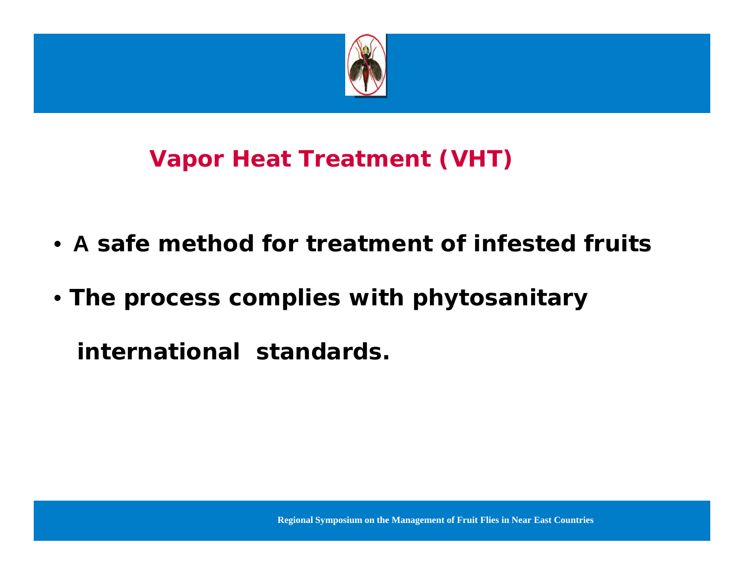## Vapor Heat Treatment (VHT)

- **A safe method for treatment of infested fruits**
- **The process complies with phytosanitary international standards.**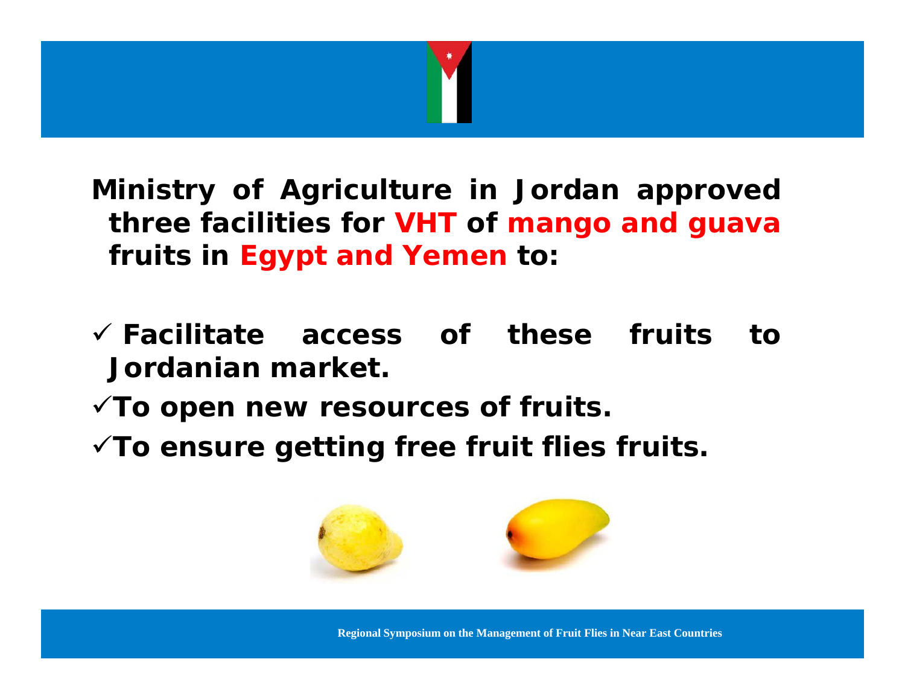**Ministry of Agriculture in Jordan approved three facilities for VHT of mango and guava fruits in Egypt and Yemen to:**

- ✓ **Facilitate access of these fruits to Jordanian market.**
- ✓ **To open new resources of fruits.**
- ✓ **To ensure getting free fruit flies fruits.**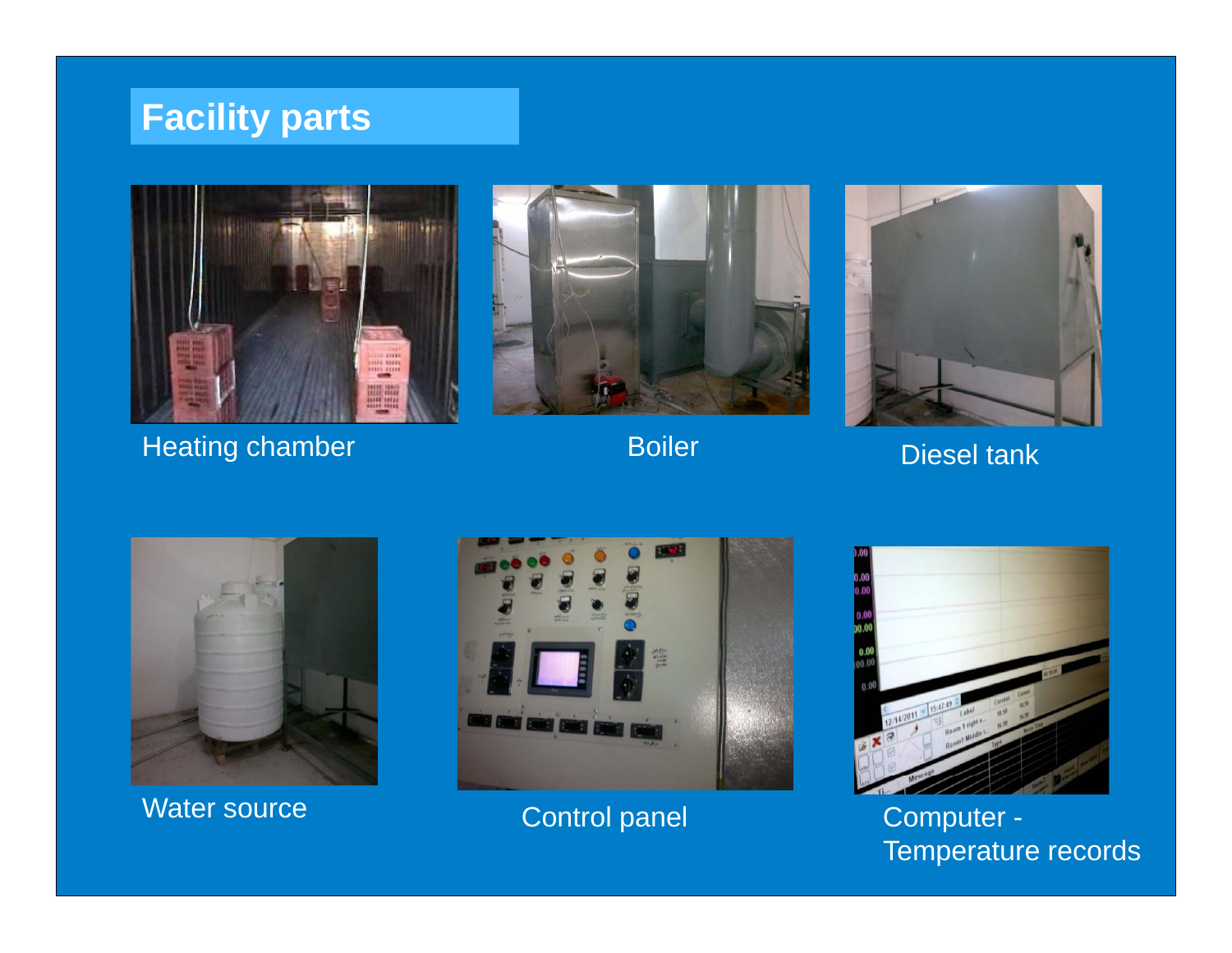# Facility parts

Heating chamber

Boiler

Diesel tank

Water source

Control panel

Computer - Temperature records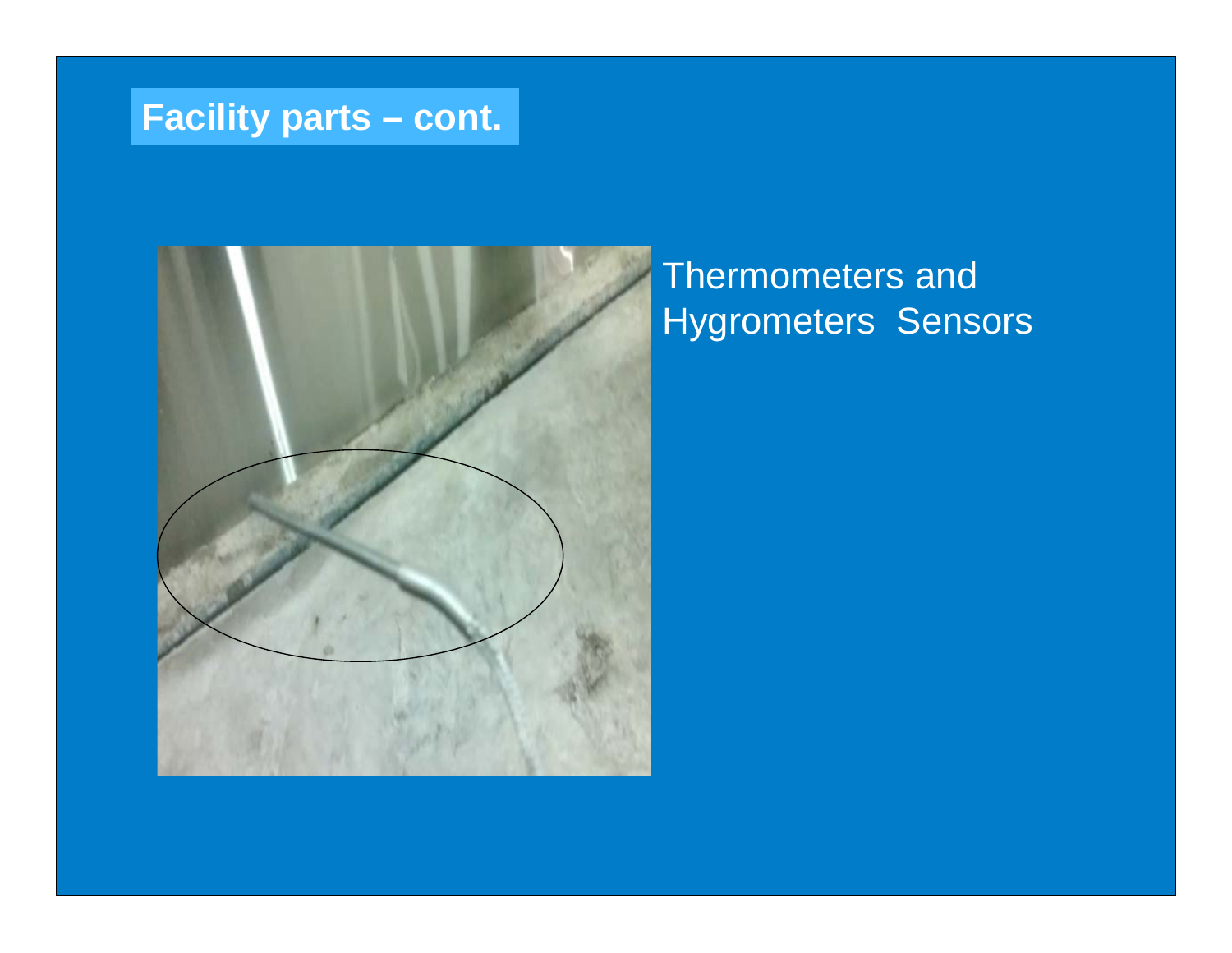# Facility parts – cont.

Thermometers and Hygrometers Sensors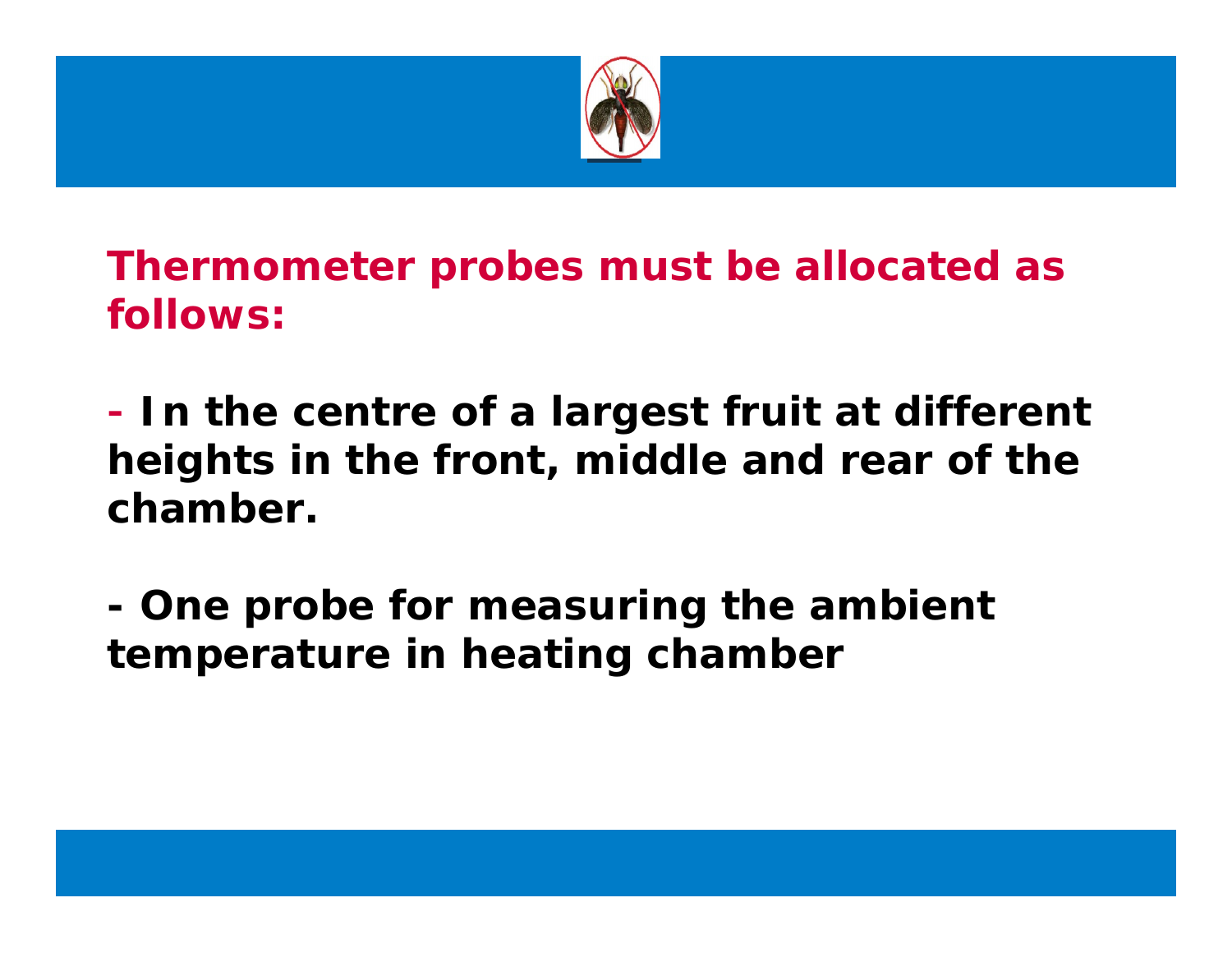**Thermometer probes must be allocated as follows:**

- **In the centre of a largest fruit at different heights in the front, middle and rear of the chamber.**

- **One probe for measuring the ambient temperature in heating chamber**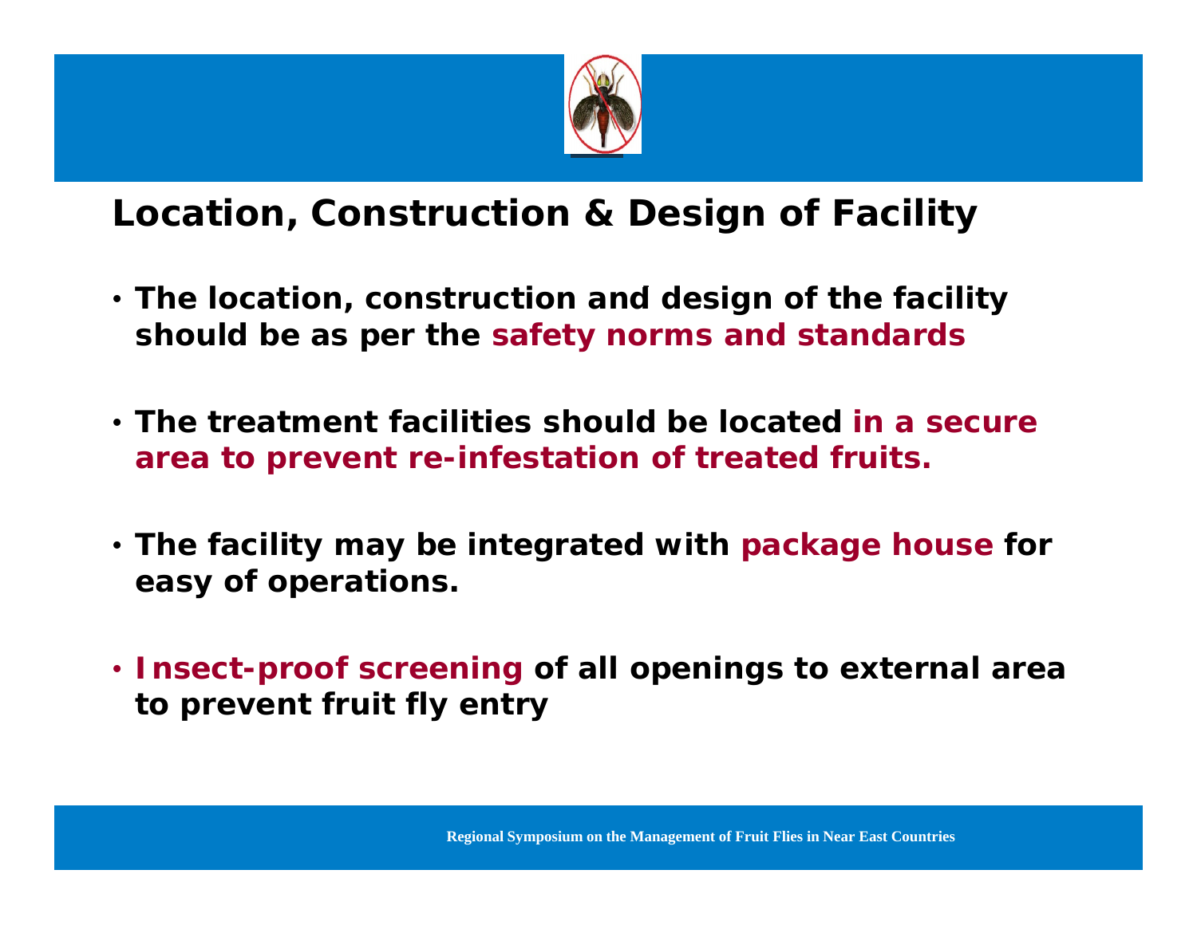## Location, Construction & Design of Facility

- The location, construction and design of the facility should be as per the safety norms and standards
- The treatment facilities should be located in a secure area to prevent re-infestation of treated fruits.
- The facility may be integrated with package house for easy of operations.
- Insect-proof screening of all openings to external area to prevent fruit fly entry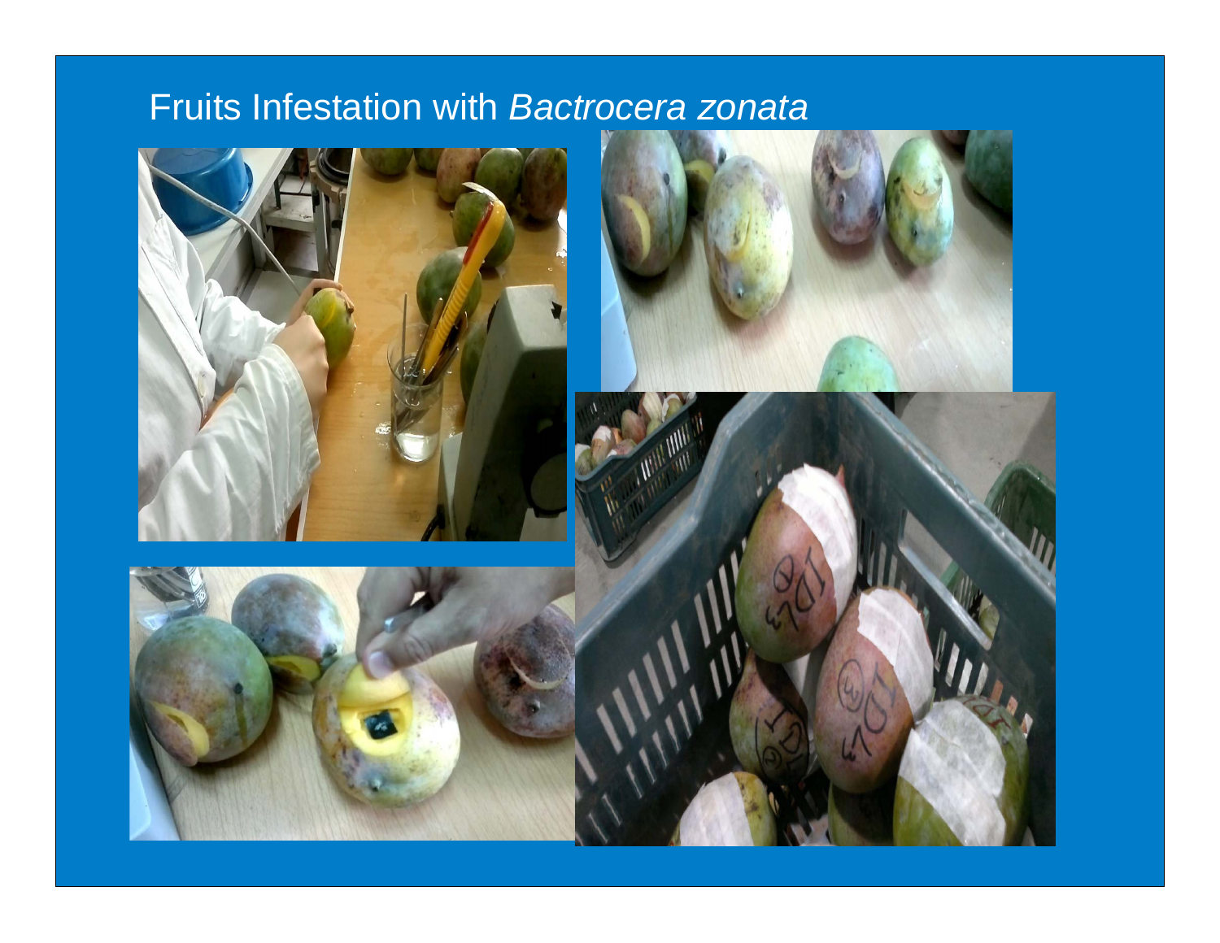# Fruits Infestation with *Bactrocera zonata*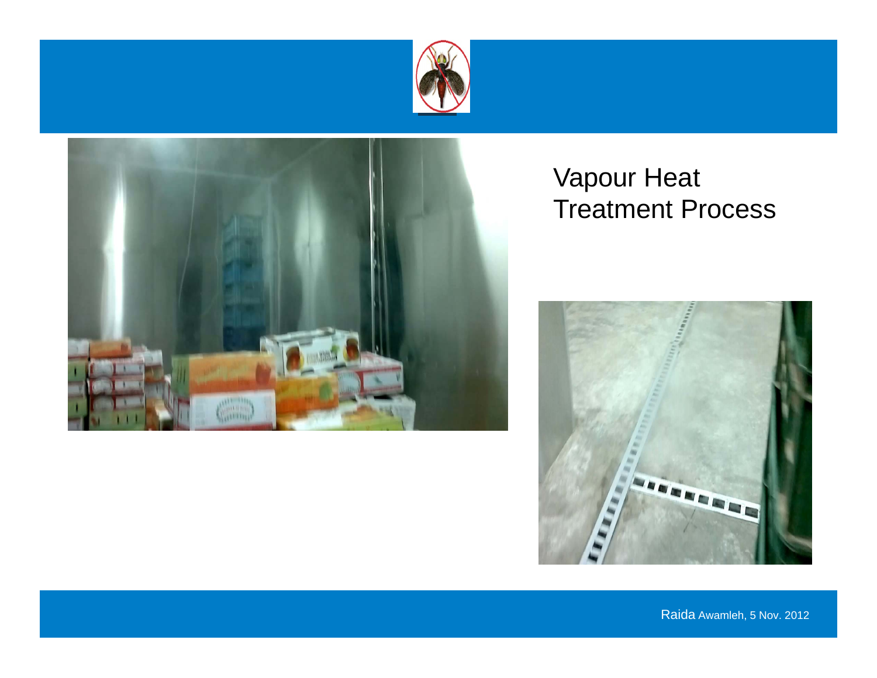# Vapour Heat Treatment Process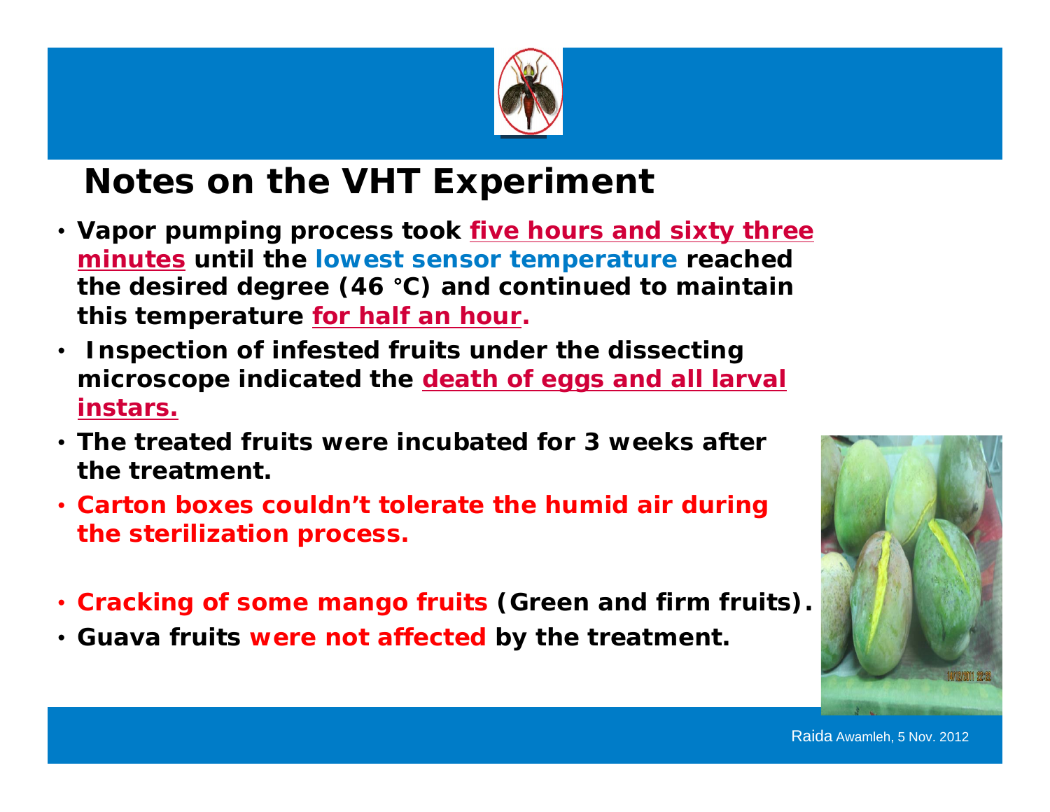## Notes on the VHT Experiment

- Vapor pumping process took five hours and sixty three minutes until the lowest sensor temperature reached the desired degree (46 °C) and continued to maintain this temperature for half an hour.
- Inspection of infested fruits under the dissecting microscope indicated the death of eggs and all larval instars.
- The treated fruits were incubated for 3 weeks after the treatment.
- Carton boxes couldn't tolerate the humid air during the sterilization process.
- Cracking of some mango fruits (Green and firm fruits).
- Guava fruits were not affected by the treatment.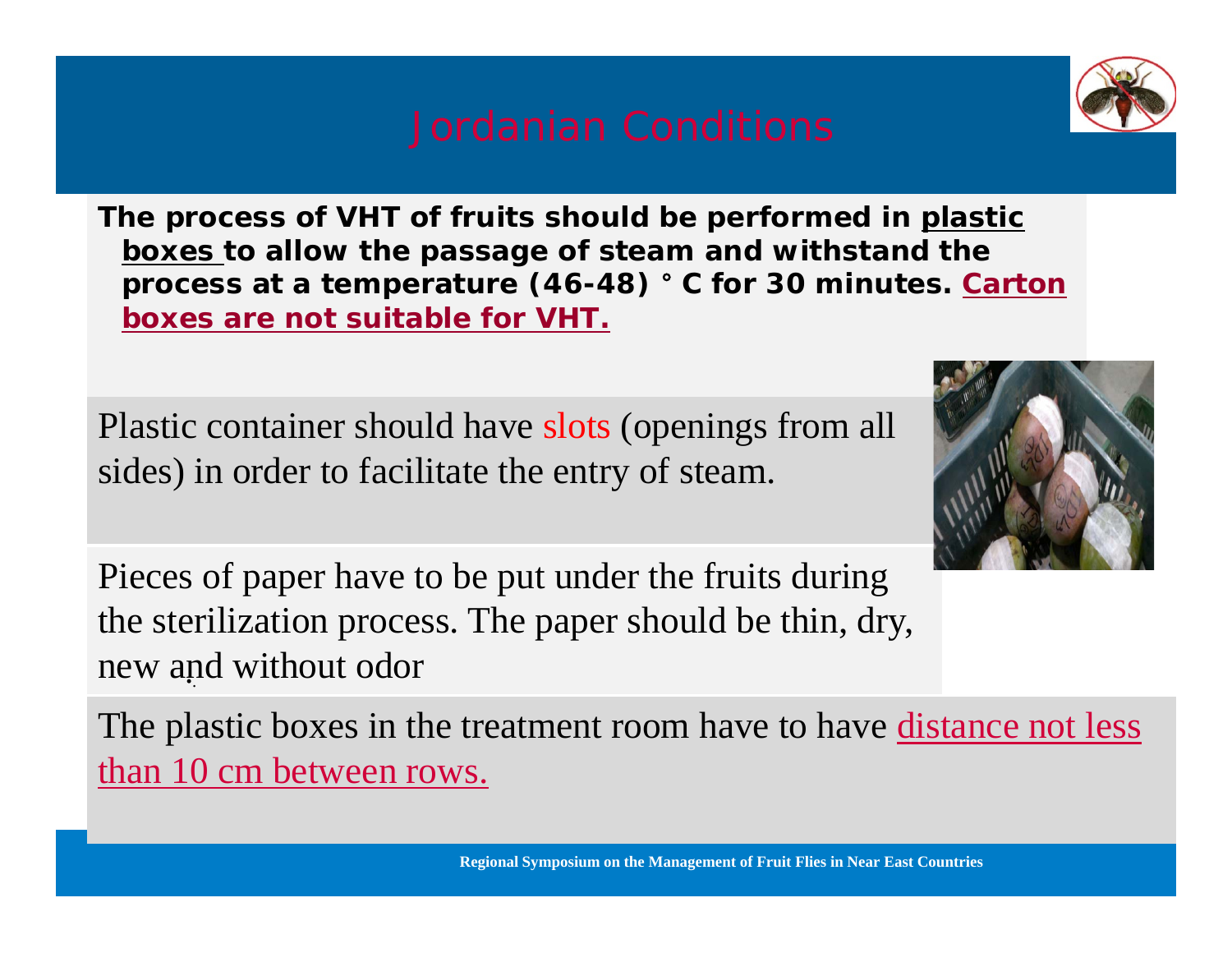# Jordanian Conditions

**The process of VHT of fruits should be performed in plastic boxes to allow the passage of steam and withstand the process at a temperature (46-48) ° C for 30 minutes. Carton boxes are not suitable for VHT.**

Plastic container should have slots (openings from all sides) in order to facilitate the entry of steam.

Pieces of paper have to be put under the fruits during the sterilization process. The paper should be thin, dry, new and without odor

The plastic boxes in the treatment room have to have distance not less than 10 cm between rows.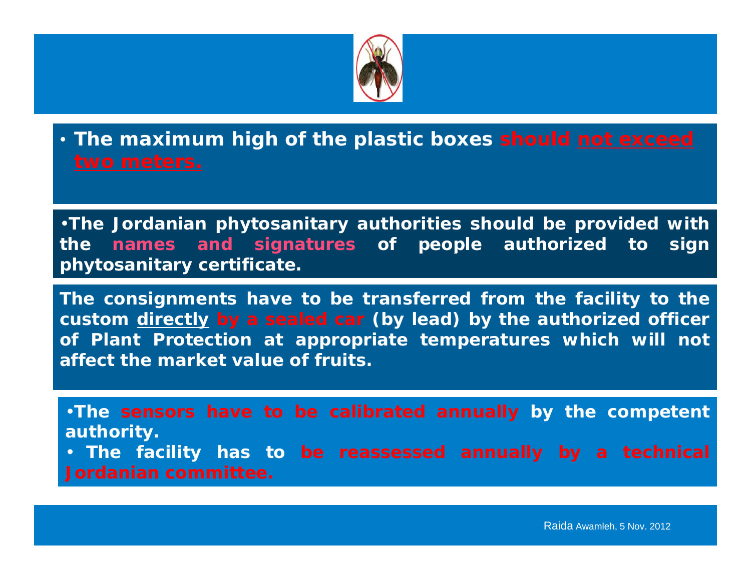- **The maximum high of the plastic boxes should not exceed two meters.**

- **The Jordanian phytosanitary authorities should be provided with the names and signatures of people authorized to sign phytosanitary certificate.**

**The consignments have to be transferred from the facility to the custom directly by a sealed car (by lead) by the authorized officer of Plant Protection at appropriate temperatures which will not affect the market value of fruits.**

- **The sensors have to be calibrated annually by the competent authority.**
- **The facility has to be reassessed annually by a technical Jordanian committee.**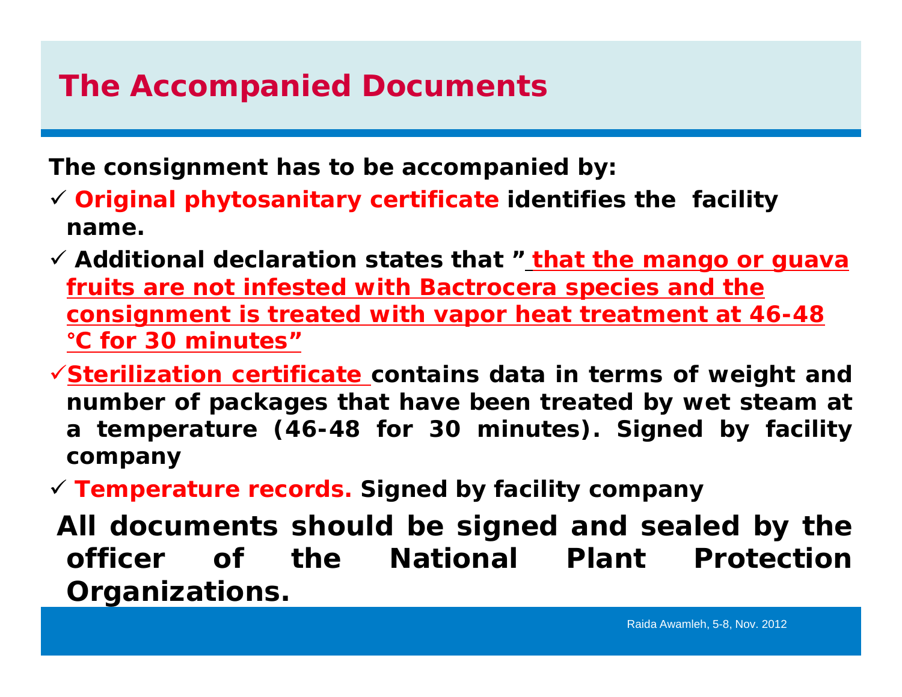# The Accompanied Documents

**The consignment has to be accompanied by:**

- **Original phytosanitary certificate identifies the facility name.**
- **Additional declaration states that " that the mango or guava fruits are not infested with Bactrocera species and the consignment is treated with vapor heat treatment at 46-48 °C for 30 minutes"**
- **Sterilization certificate contains data in terms of weight and number of packages that have been treated by wet steam at a temperature (46-48 for 30 minutes). Signed by facility company**
- **Temperature records. Signed by facility company**

**All documents should be signed and sealed by the officer of the National Plant Protection Organizations.**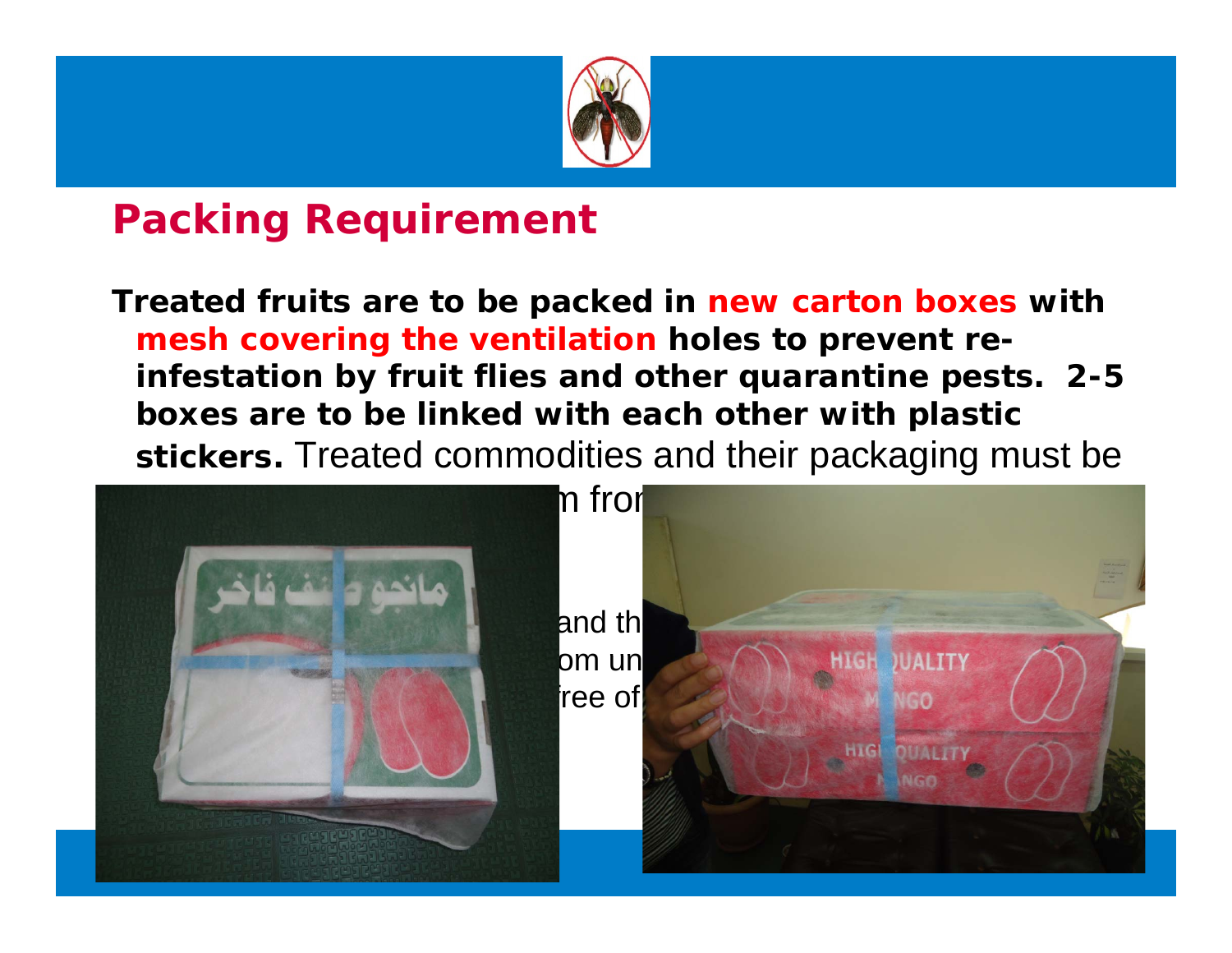## Packing Requirement

**Treated fruits are to be packed in new carton boxes with mesh covering the ventilation holes to prevent re-infestation by fruit flies and other quarantine pests. 2-5 boxes are to be linked with each other with plastic stickers.** Treated commodities and their packaging must be

m fro

and th

om un

ree of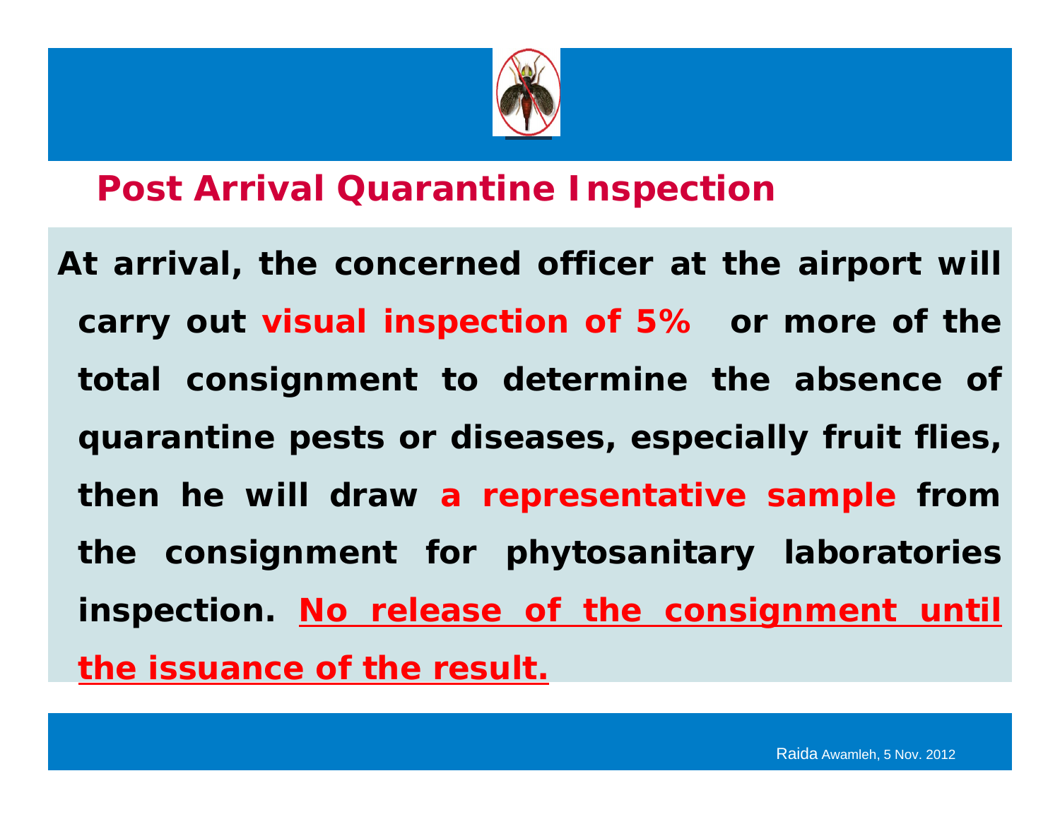## Post Arrival Quarantine Inspection

**At arrival, the concerned officer at the airport will carry out visual inspection of 5% or more of the total consignment to determine the absence of quarantine pests or diseases, especially fruit flies, then he will draw a representative sample from the consignment for phytosanitary laboratories inspection. No release of the consignment until the issuance of the result.**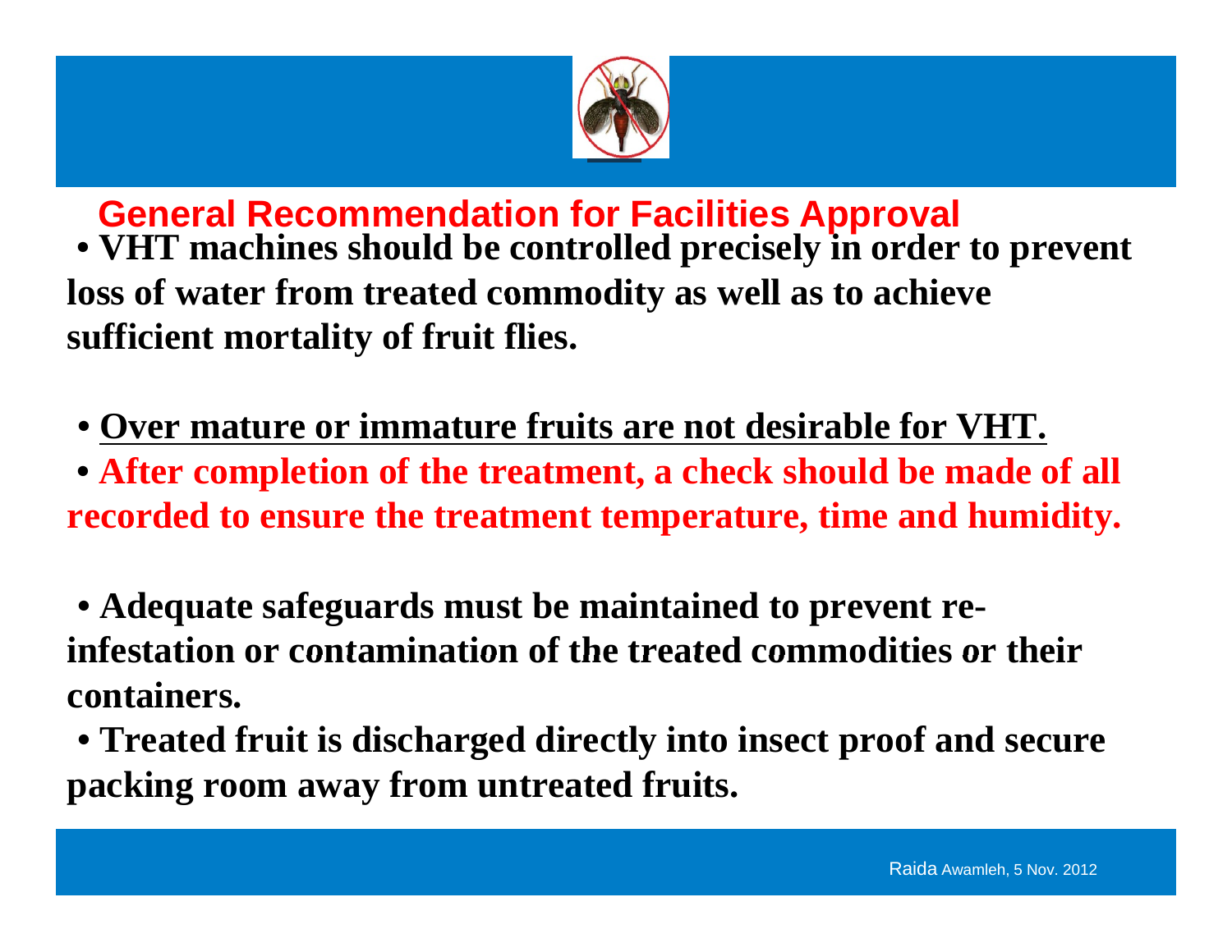## General Recommendation for Facilities Approval

- **VHT machines should be controlled precisely in order to prevent loss of water from treated commodity as well as to achieve sufficient mortality of fruit flies.**

- **Over mature or immature fruits are not desirable for VHT.**
- **After completion of the treatment, a check should be made of all recorded to ensure the treatment temperature, time and humidity.**

- **Adequate safeguards must be maintained to prevent re-infestation or contamination of the treated commodities or their containers.**
- **Treated fruit is discharged directly into insect proof and secure packing room away from untreated fruits.**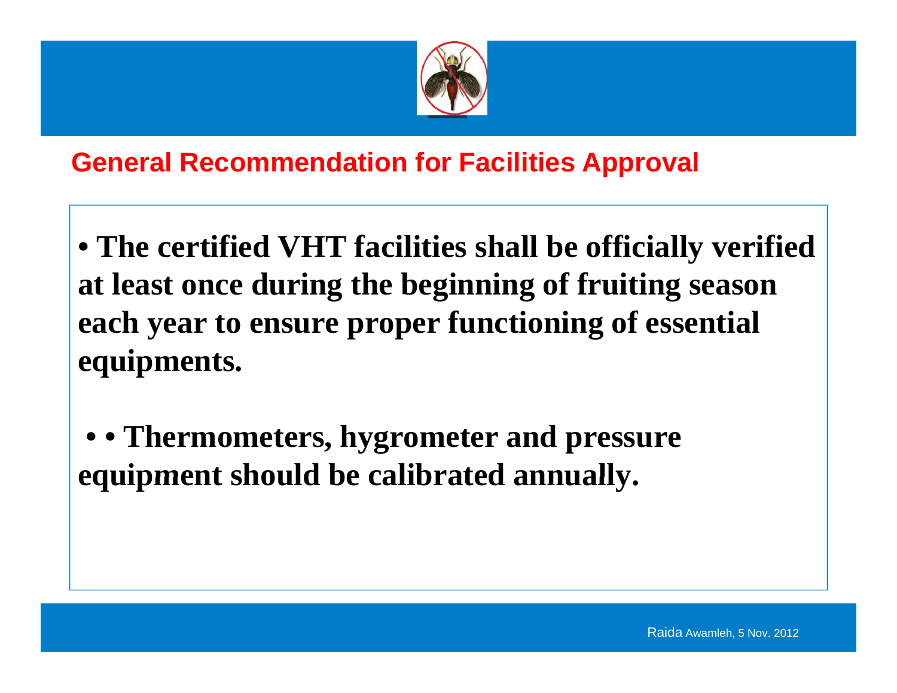## General Recommendation for Facilities Approval

- **The certified VHT facilities shall be officially verified at least once during the beginning of fruiting season each year to ensure proper functioning of essential equipments.**

- **• Thermometers, hygrometer and pressure equipment should be calibrated annually.**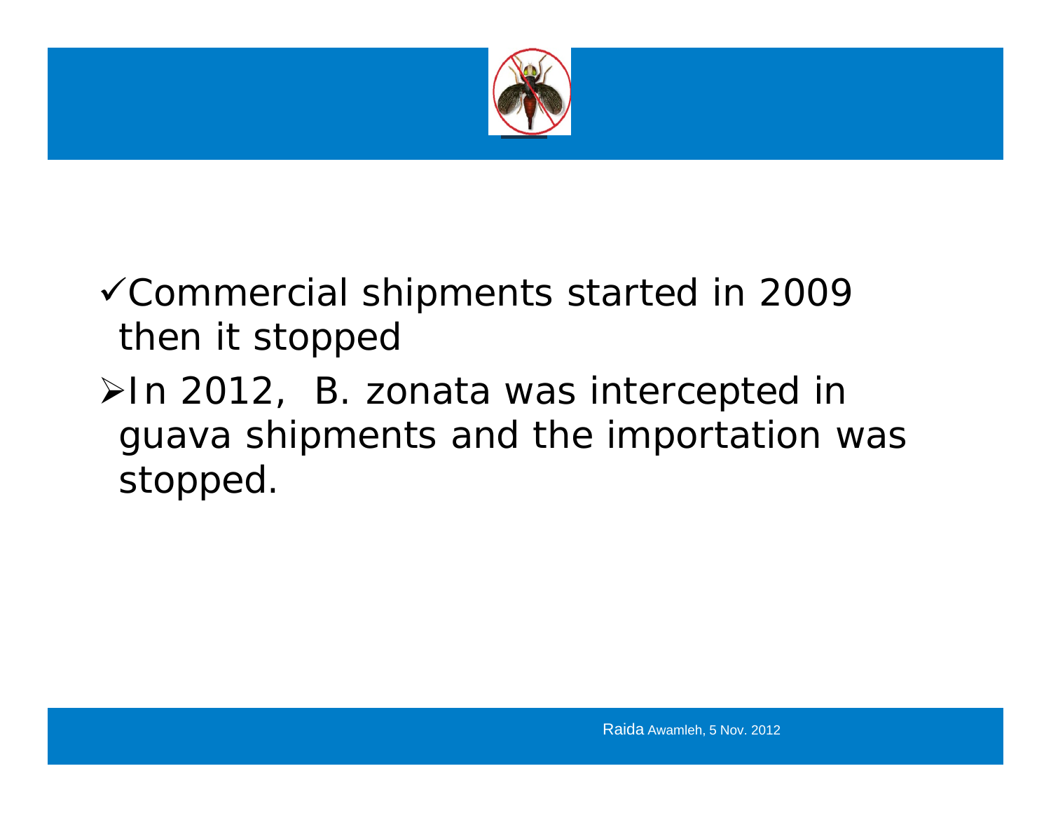- ✓Commercial shipments started in 2009 then it stopped
- ➢In 2012, B. zonata was intercepted in guava shipments and the importation was stopped.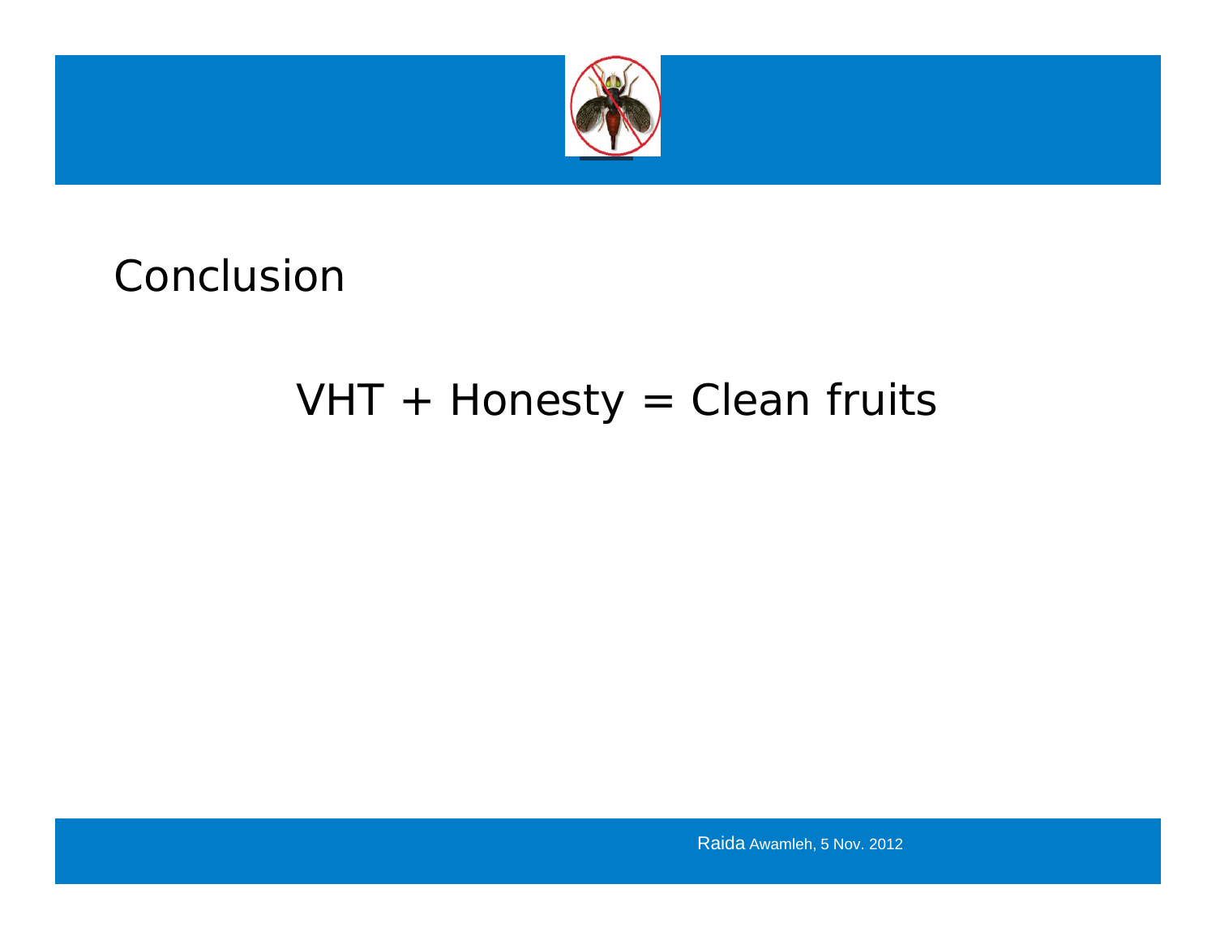# Conclusion

VHT + Honesty = Clean fruits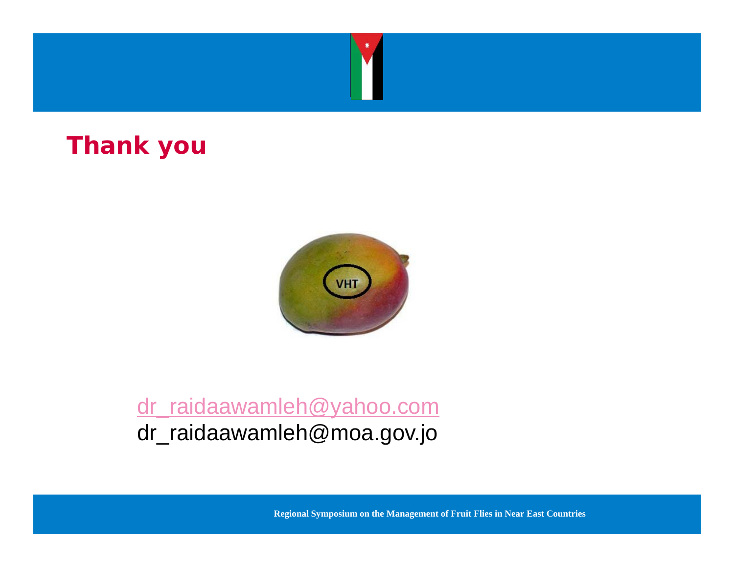## Thank you

dr_raidaawamleh@yahoo.com

dr_raidaawamleh@moa.gov.jo